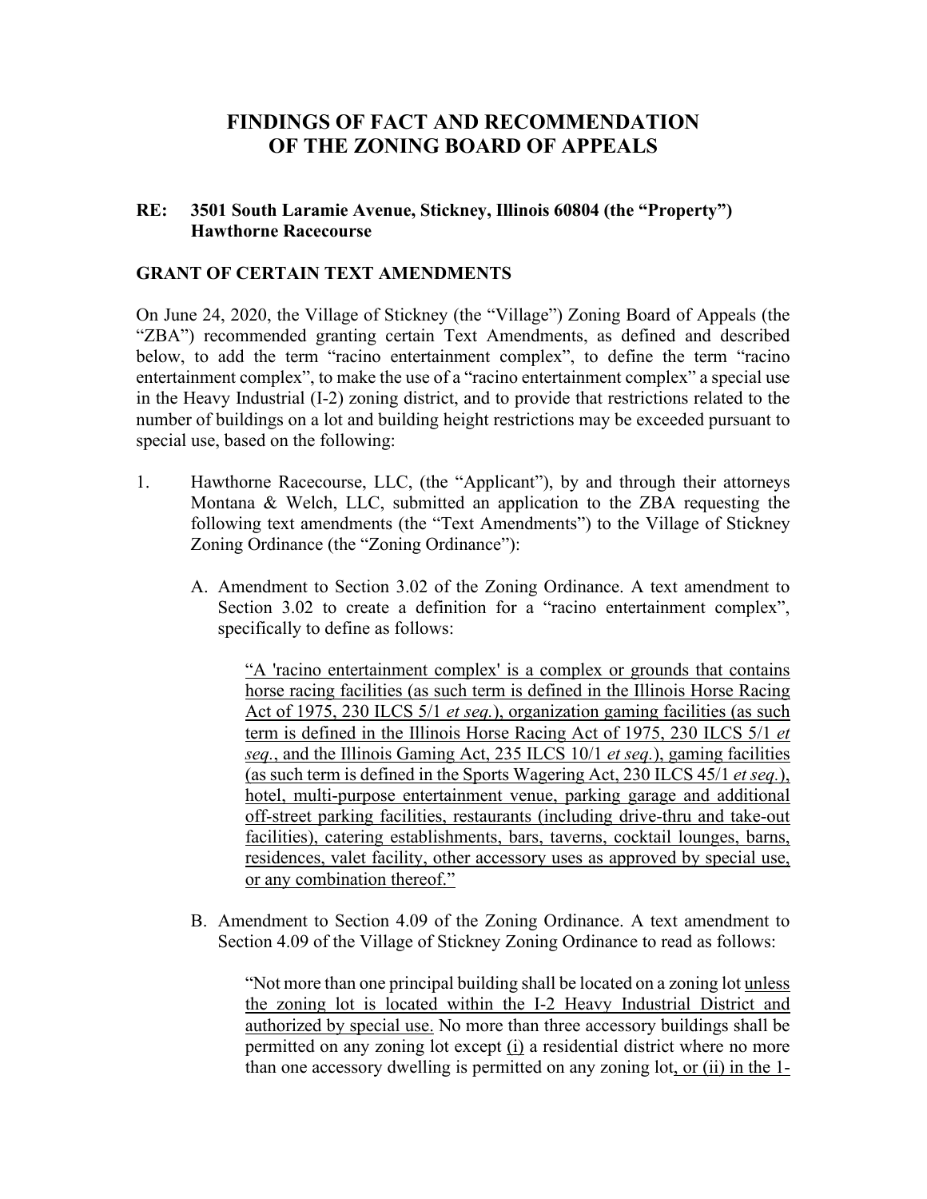# FINDINGS OF FACT AND RECOMMENDATION OF THE ZONING BOARD OF APPEALS

**RE: 3501 South Laramie Avenue, Stickney, Illinois 60804 (the "Property")**
**Hawthorne Racecourse**

## GRANT OF CERTAIN TEXT AMENDMENTS

On June 24, 2020, the Village of Stickney (the "Village") Zoning Board of Appeals (the "ZBA") recommended granting certain Text Amendments, as defined and described below, to add the term "racino entertainment complex", to define the term "racino entertainment complex", to make the use of a "racino entertainment complex" a special use in the Heavy Industrial (I-2) zoning district, and to provide that restrictions related to the number of buildings on a lot and building height restrictions may be exceeded pursuant to special use, based on the following:

1. Hawthorne Racecourse, LLC, (the "Applicant"), by and through their attorneys Montana & Welch, LLC, submitted an application to the ZBA requesting the following text amendments (the "Text Amendments") to the Village of Stickney Zoning Ordinance (the "Zoning Ordinance"):

   A. Amendment to Section 3.02 of the Zoning Ordinance. A text amendment to Section 3.02 to create a definition for a "racino entertainment complex", specifically to define as follows:

      > <u>"A 'racino entertainment complex' is a complex or grounds that contains horse racing facilities (as such term is defined in the Illinois Horse Racing Act of 1975, 230 ILCS 5/1 *et seq.*), organization gaming facilities (as such term is defined in the Illinois Horse Racing Act of 1975, 230 ILCS 5/1 *et seq.*, and the Illinois Gaming Act, 235 ILCS 10/1 *et seq.*), gaming facilities (as such term is defined in the Sports Wagering Act, 230 ILCS 45/1 *et seq.*), hotel, multi-purpose entertainment venue, parking garage and additional off-street parking facilities, restaurants (including drive-thru and take-out facilities), catering establishments, bars, taverns, cocktail lounges, barns, residences, valet facility, other accessory uses as approved by special use, or any combination thereof."</u>

   B. Amendment to Section 4.09 of the Zoning Ordinance. A text amendment to Section 4.09 of the Village of Stickney Zoning Ordinance to read as follows:

      > "Not more than one principal building shall be located on a zoning lot <u>unless the zoning lot is located within the I-2 Heavy Industrial District and authorized by special use.</u> No more than three accessory buildings shall be permitted on any zoning lot except <u>(i)</u> a residential district where no more than one accessory dwelling is permitted on any zoning lot<u>, or (ii) in the 1-</u>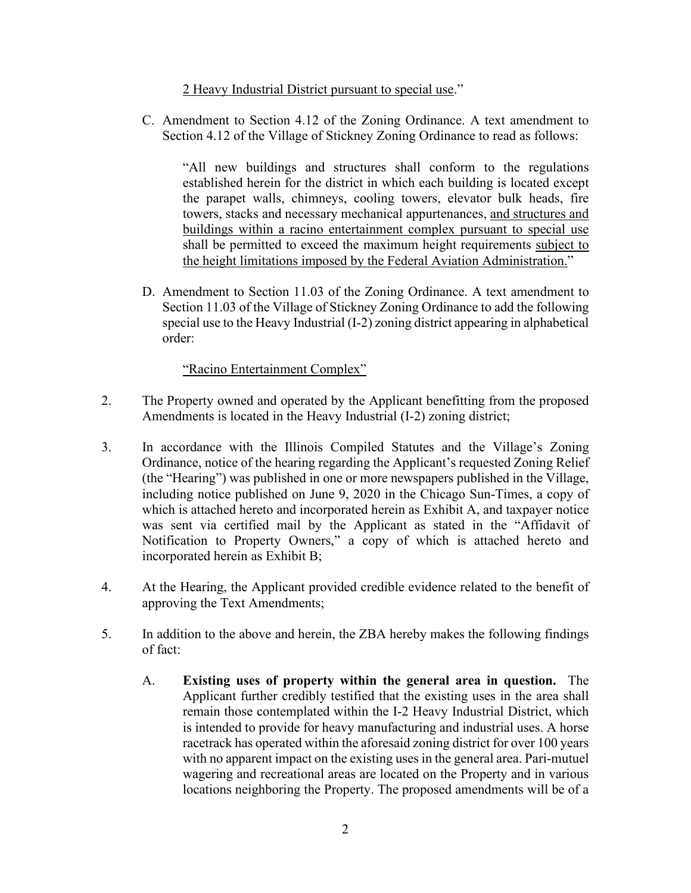2 Heavy Industrial District pursuant to special use."

C. Amendment to Section 4.12 of the Zoning Ordinance. A text amendment to Section 4.12 of the Village of Stickney Zoning Ordinance to read as follows:

> "All new buildings and structures shall conform to the regulations established herein for the district in which each building is located except the parapet walls, chimneys, cooling towers, elevator bulk heads, fire towers, stacks and necessary mechanical appurtenances, <u>and structures and buildings within a racino entertainment complex pursuant to special use</u> shall be permitted to exceed the maximum height requirements <u>subject to the height limitations imposed by the Federal Aviation Administration.</u>"

D. Amendment to Section 11.03 of the Zoning Ordinance. A text amendment to Section 11.03 of the Village of Stickney Zoning Ordinance to add the following special use to the Heavy Industrial (I-2) zoning district appearing in alphabetical order:

> <u>"Racino Entertainment Complex"</u>

2. The Property owned and operated by the Applicant benefitting from the proposed Amendments is located in the Heavy Industrial (I-2) zoning district;

3. In accordance with the Illinois Compiled Statutes and the Village's Zoning Ordinance, notice of the hearing regarding the Applicant's requested Zoning Relief (the "Hearing") was published in one or more newspapers published in the Village, including notice published on June 9, 2020 in the Chicago Sun-Times, a copy of which is attached hereto and incorporated herein as Exhibit A, and taxpayer notice was sent via certified mail by the Applicant as stated in the "Affidavit of Notification to Property Owners," a copy of which is attached hereto and incorporated herein as Exhibit B;

4. At the Hearing, the Applicant provided credible evidence related to the benefit of approving the Text Amendments;

5. In addition to the above and herein, the ZBA hereby makes the following findings of fact:

   A. **Existing uses of property within the general area in question.** The Applicant further credibly testified that the existing uses in the area shall remain those contemplated within the I-2 Heavy Industrial District, which is intended to provide for heavy manufacturing and industrial uses. A horse racetrack has operated within the aforesaid zoning district for over 100 years with no apparent impact on the existing uses in the general area. Pari-mutuel wagering and recreational areas are located on the Property and in various locations neighboring the Property. The proposed amendments will be of a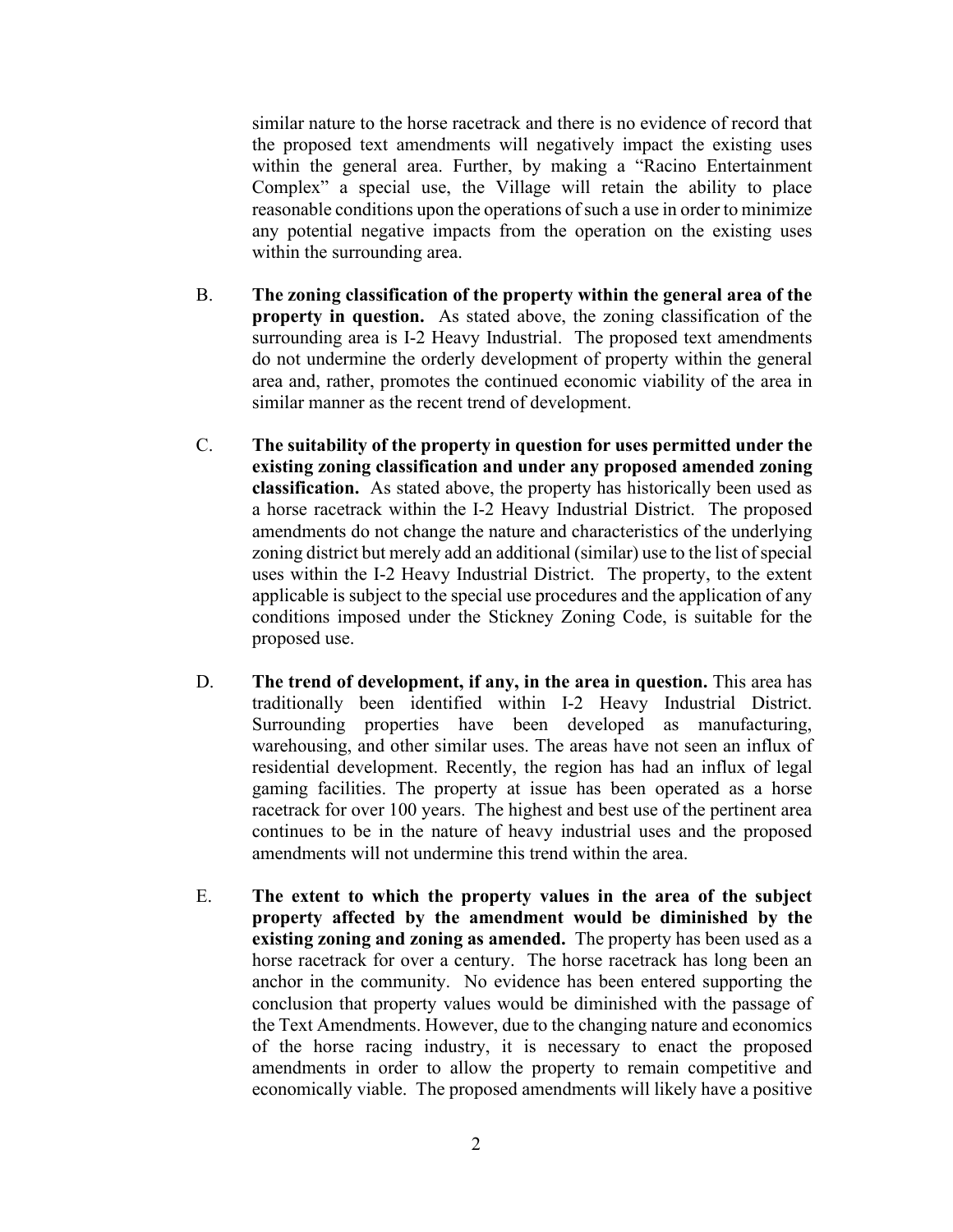similar nature to the horse racetrack and there is no evidence of record that the proposed text amendments will negatively impact the existing uses within the general area. Further, by making a "Racino Entertainment Complex" a special use, the Village will retain the ability to place reasonable conditions upon the operations of such a use in order to minimize any potential negative impacts from the operation on the existing uses within the surrounding area.

B. **The zoning classification of the property within the general area of the property in question.** As stated above, the zoning classification of the surrounding area is I-2 Heavy Industrial. The proposed text amendments do not undermine the orderly development of property within the general area and, rather, promotes the continued economic viability of the area in similar manner as the recent trend of development.

C. **The suitability of the property in question for uses permitted under the existing zoning classification and under any proposed amended zoning classification.** As stated above, the property has historically been used as a horse racetrack within the I-2 Heavy Industrial District. The proposed amendments do not change the nature and characteristics of the underlying zoning district but merely add an additional (similar) use to the list of special uses within the I-2 Heavy Industrial District. The property, to the extent applicable is subject to the special use procedures and the application of any conditions imposed under the Stickney Zoning Code, is suitable for the proposed use.

D. **The trend of development, if any, in the area in question.** This area has traditionally been identified within I-2 Heavy Industrial District. Surrounding properties have been developed as manufacturing, warehousing, and other similar uses. The areas have not seen an influx of residential development. Recently, the region has had an influx of legal gaming facilities. The property at issue has been operated as a horse racetrack for over 100 years. The highest and best use of the pertinent area continues to be in the nature of heavy industrial uses and the proposed amendments will not undermine this trend within the area.

E. **The extent to which the property values in the area of the subject property affected by the amendment would be diminished by the existing zoning and zoning as amended.** The property has been used as a horse racetrack for over a century. The horse racetrack has long been an anchor in the community. No evidence has been entered supporting the conclusion that property values would be diminished with the passage of the Text Amendments. However, due to the changing nature and economics of the horse racing industry, it is necessary to enact the proposed amendments in order to allow the property to remain competitive and economically viable. The proposed amendments will likely have a positive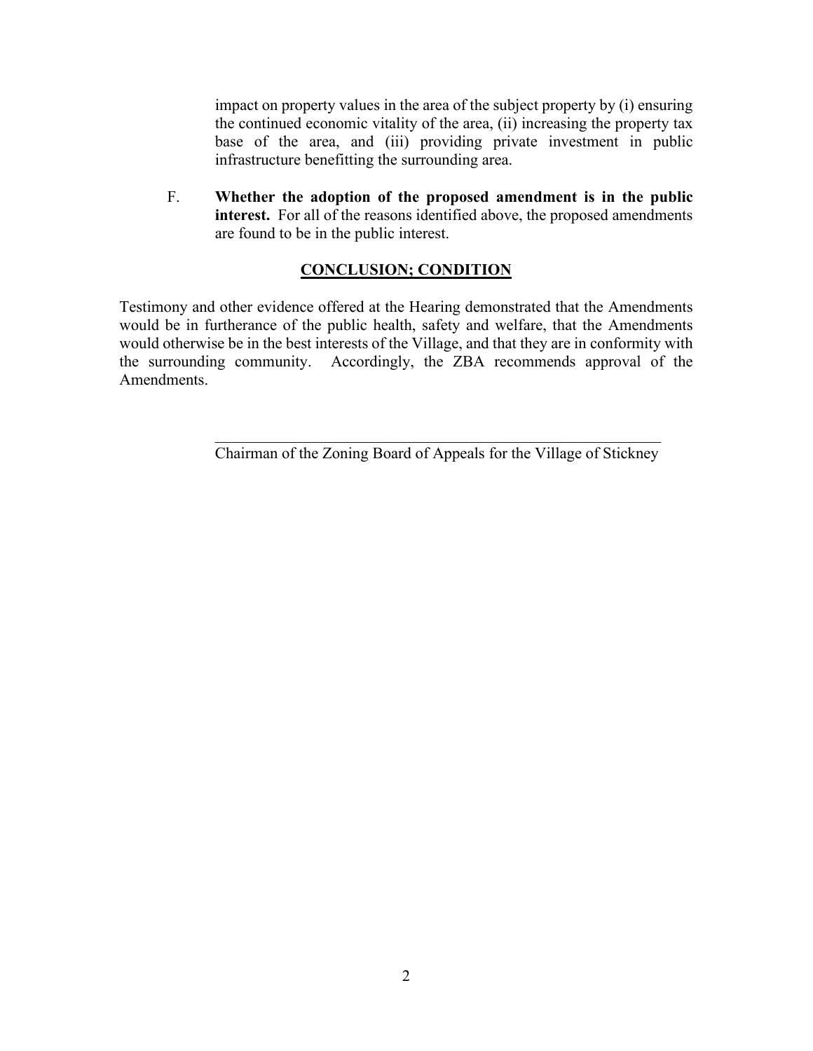impact on property values in the area of the subject property by (i) ensuring the continued economic vitality of the area, (ii) increasing the property tax base of the area, and (iii) providing private investment in public infrastructure benefitting the surrounding area.

F. **Whether the adoption of the proposed amendment is in the public interest.** For all of the reasons identified above, the proposed amendments are found to be in the public interest.

## CONCLUSION; CONDITION

Testimony and other evidence offered at the Hearing demonstrated that the Amendments would be in furtherance of the public health, safety and welfare, that the Amendments would otherwise be in the best interests of the Village, and that they are in conformity with the surrounding community. Accordingly, the ZBA recommends approval of the Amendments.

\_\_\_\_\_\_\_\_\_\_\_\_\_\_\_\_\_\_\_\_\_\_\_\_\_\_\_\_\_\_\_\_\_\_\_\_\_\_\_\_\_\_\_\_\_\_\_\_\_\_\_\_\_\_

Chairman of the Zoning Board of Appeals for the Village of Stickney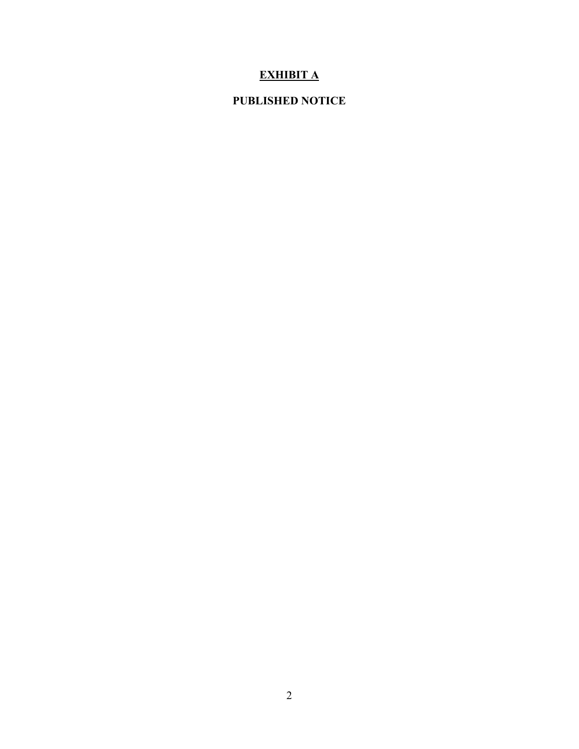# **<u>EXHIBIT A</u>**

## **PUBLISHED NOTICE**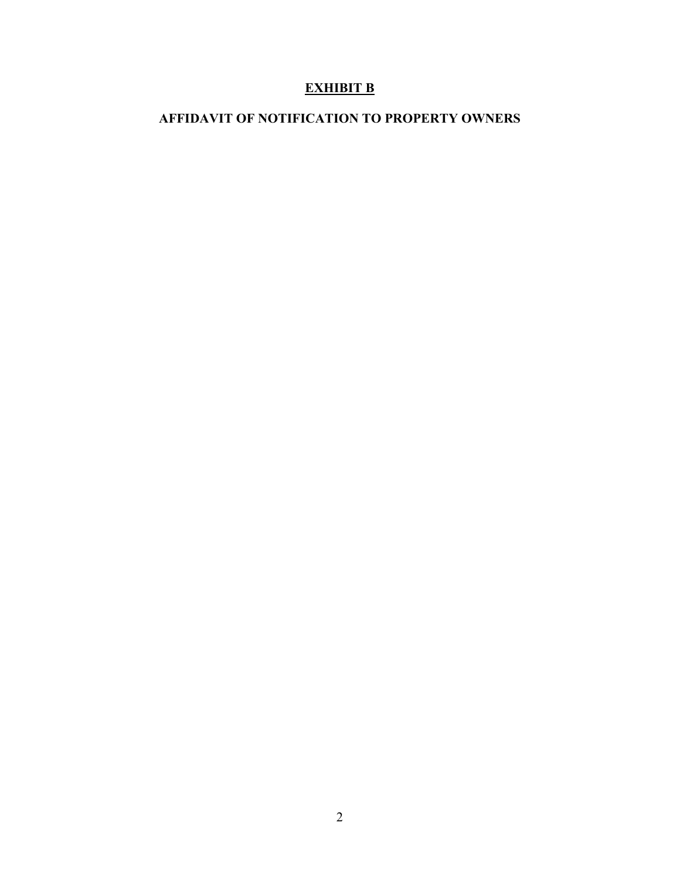## EXHIBIT B

## AFFIDAVIT OF NOTIFICATION TO PROPERTY OWNERS